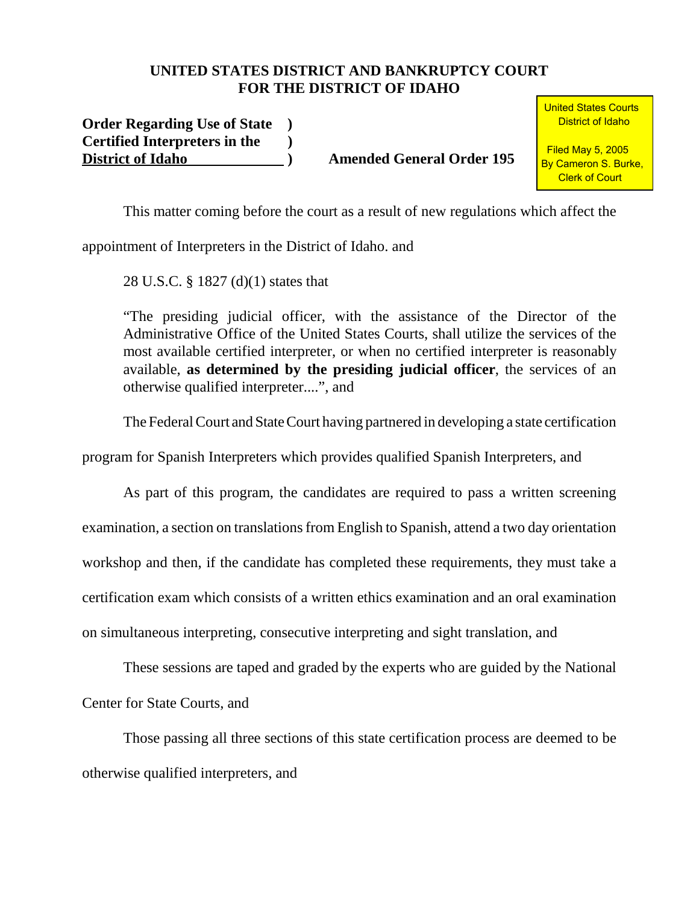**UNITED STATES DISTRICT AND BANKRUPTCY COURT**
**FOR THE DISTRICT OF IDAHO**

United States Courts
District of Idaho

Filed May 5, 2005
By Cameron S. Burke,
Clerk of Court

**Order Regarding Use of State Certified Interpreters in the District of Idaho** )

**Amended General Order 195**

This matter coming before the court as a result of new regulations which affect the appointment of Interpreters in the District of Idaho. and

28 U.S.C. § 1827 (d)(1) states that

> "The presiding judicial officer, with the assistance of the Director of the Administrative Office of the United States Courts, shall utilize the services of the most available certified interpreter, or when no certified interpreter is reasonably available, **as determined by the presiding judicial officer**, the services of an otherwise qualified interpreter....", and

The Federal Court and State Court having partnered in developing a state certification program for Spanish Interpreters which provides qualified Spanish Interpreters, and

As part of this program, the candidates are required to pass a written screening examination, a section on translations from English to Spanish, attend a two day orientation workshop and then, if the candidate has completed these requirements, they must take a certification exam which consists of a written ethics examination and an oral examination on simultaneous interpreting, consecutive interpreting and sight translation, and

These sessions are taped and graded by the experts who are guided by the National Center for State Courts, and

Those passing all three sections of this state certification process are deemed to be otherwise qualified interpreters, and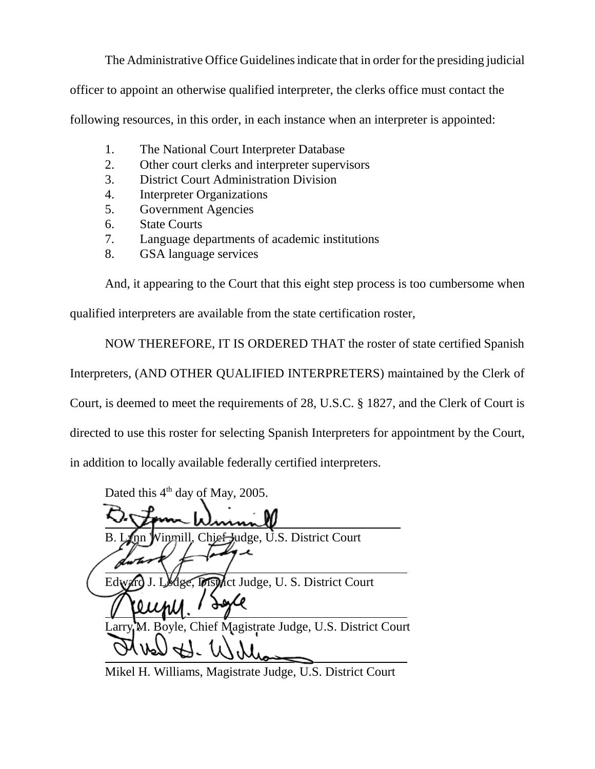The Administrative Office Guidelines indicate that in order for the presiding judicial officer to appoint an otherwise qualified interpreter, the clerks office must contact the following resources, in this order, in each instance when an interpreter is appointed:

1. The National Court Interpreter Database
2. Other court clerks and interpreter supervisors
3. District Court Administration Division
4. Interpreter Organizations
5. Government Agencies
6. State Courts
7. Language departments of academic institutions
8. GSA language services

And, it appearing to the Court that this eight step process is too cumbersome when qualified interpreters are available from the state certification roster,

NOW THEREFORE, IT IS ORDERED THAT the roster of state certified Spanish Interpreters, (AND OTHER QUALIFIED INTERPRETERS) maintained by the Clerk of Court, is deemed to meet the requirements of 28, U.S.C. § 1827, and the Clerk of Court is directed to use this roster for selecting Spanish Interpreters for appointment by the Court, in addition to locally available federally certified interpreters.

Dated this 4th day of May, 2005.

B. Lynn Winmill, Chief Judge, U.S. District Court

Edward J. Lodge, District Judge, U. S. District Court

Larry M. Boyle, Chief Magistrate Judge, U.S. District Court

Mikel H. Williams, Magistrate Judge, U.S. District Court